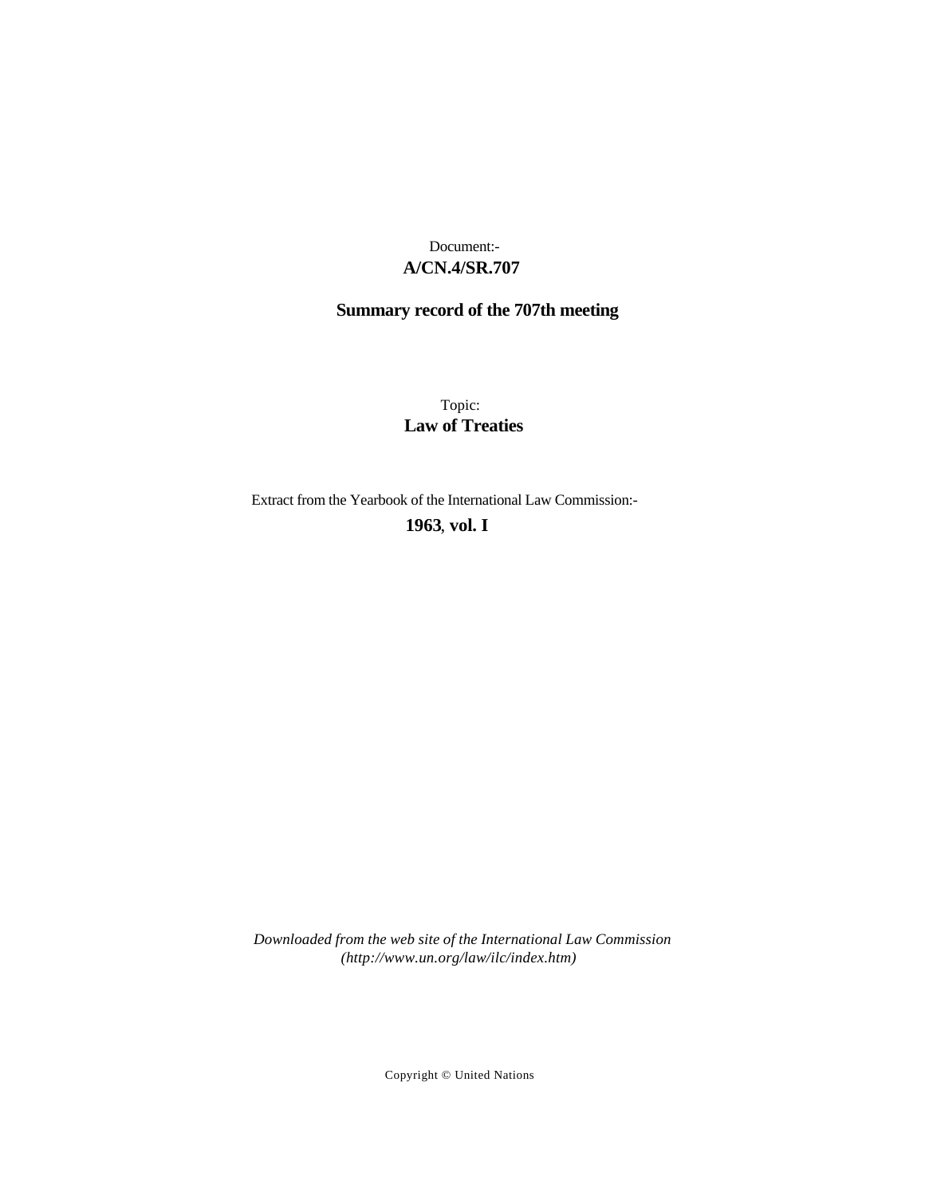Document:-
**A/CN.4/SR.707**

**Summary record of the 707th meeting**

Topic:
**Law of Treaties**

Extract from the Yearbook of the International Law Commission:-
**1963, vol. I**

*Downloaded from the web site of the International Law Commission (http://www.un.org/law/ilc/index.htm)*

Copyright © United Nations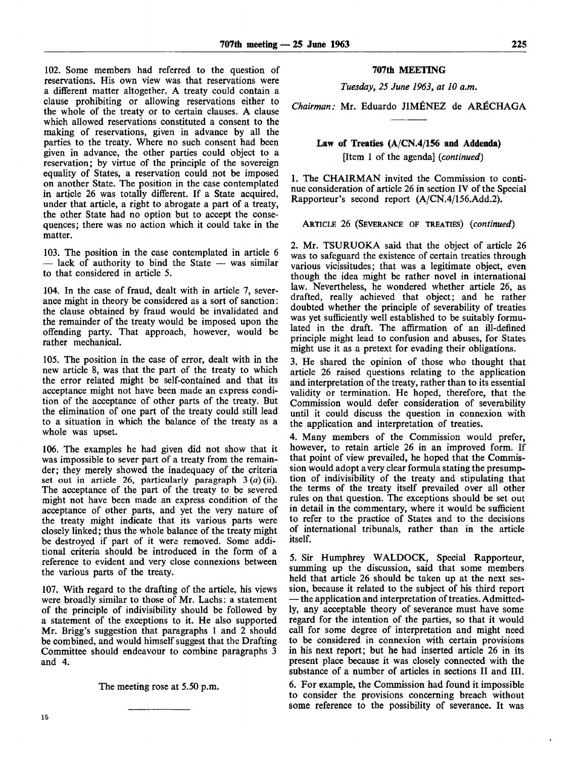102. Some members had referred to the question of reservations. His own view was that reservations were a different matter altogether. A treaty could contain a clause prohibiting or allowing reservations either to the whole of the treaty or to certain clauses. A clause which allowed reservations constituted a consent to the making of reservations, given in advance by all the parties to the treaty. Where no such consent had been given in advance, the other parties could object to a reservation; by virtue of the principle of the sovereign equality of States, a reservation could not be imposed on another State. The position in the case contemplated in article 26 was totally different. If a State acquired, under that article, a right to abrogate a part of a treaty, the other State had no option but to accept the consequences; there was no action which it could take in the matter.

103. The position in the case contemplated in article 6 — lack of authority to bind the State — was similar to that considered in article 5.

104. In the case of fraud, dealt with in article 7, severance might in theory be considered as a sort of sanction: the clause obtained by fraud would be invalidated and the remainder of the treaty would be imposed upon the offending party. That approach, however, would be rather mechanical.

105. The position in the case of error, dealt with in the new article 8, was that the part of the treaty to which the error related might be self-contained and that its acceptance might not have been made an express condition of the acceptance of other parts of the treaty. But the elimination of one part of the treaty could still lead to a situation in which the balance of the treaty as a whole was upset.

106. The examples he had given did not show that it was impossible to sever part of a treaty from the remainder; they merely showed the inadequacy of the criteria set out in article 26, particularly paragraph 3 (*a*) (ii). The acceptance of the part of the treaty to be severed might not have been made an express condition of the acceptance of other parts, and yet the very nature of the treaty might indicate that its various parts were closely linked; thus the whole balance of the treaty might be destroyed if part of it were removed. Some additional criteria should be introduced in the form of a reference to evident and very close connexions between the various parts of the treaty.

107. With regard to the drafting of the article, his views were broadly similar to those of Mr. Lachs: a statement of the principle of indivisibility should be followed by a statement of the exceptions to it. He also supported Mr. Brigg's suggestion that paragraphs 1 and 2 should be combined, and would himself suggest that the Drafting Committee should endeavour to combine paragraphs 3 and 4.

The meeting rose at 5.50 p.m.

## 707th MEETING

*Tuesday, 25 June 1963, at 10 a.m.*

*Chairman:* Mr. Eduardo JIMÉNEZ de ARÉCHAGA

### Law of Treaties (A/CN.4/156 and Addenda)

[Item 1 of the agenda] (*continued*)

1. The CHAIRMAN invited the Commission to continue consideration of article 26 in section IV of the Special Rapporteur's second report (A/CN.4/156.Add.2).

ARTICLE 26 (SEVERANCE OF TREATIES) (*continued*)

2. Mr. TSURUOKA said that the object of article 26 was to safeguard the existence of certain treaties through various vicissitudes; that was a legitimate object, even though the idea might be rather novel in international law. Nevertheless, he wondered whether article 26, as drafted, really achieved that object; and he rather doubted whether the principle of severability of treaties was yet sufficiently well established to be suitably formulated in the draft. The affirmation of an ill-defined principle might lead to confusion and abuses, for States might use it as a pretext for evading their obligations.

3. He shared the opinion of those who thought that article 26 raised questions relating to the application and interpretation of the treaty, rather than to its essential validity or termination. He hoped, therefore, that the Commission would defer consideration of severability until it could discuss the question in connexion with the application and interpretation of treaties.

4. Many members of the Commission would prefer, however, to retain article 26 in an improved form. If that point of view prevailed, he hoped that the Commission would adopt a very clear formula stating the presumption of indivisibility of the treaty and stipulating that the terms of the treaty itself prevailed over all other rules on that question. The exceptions should be set out in detail in the commentary, where it would be sufficient to refer to the practice of States and to the decisions of international tribunals, rather than in the article itself.

5. Sir Humphrey WALDOCK, Special Rapporteur, summing up the discussion, said that some members held that article 26 should be taken up at the next session, because it related to the subject of his third report — the application and interpretation of treaties. Admittedly, any acceptable theory of severance must have some regard for the intention of the parties, so that it would call for some degree of interpretation and might need to be considered in connexion with certain provisions in his next report; but he had inserted article 26 in its present place because it was closely connected with the substance of a number of articles in sections II and III.

6. For example, the Commission had found it impossible to consider the provisions concerning breach without some reference to the possibility of severance. It was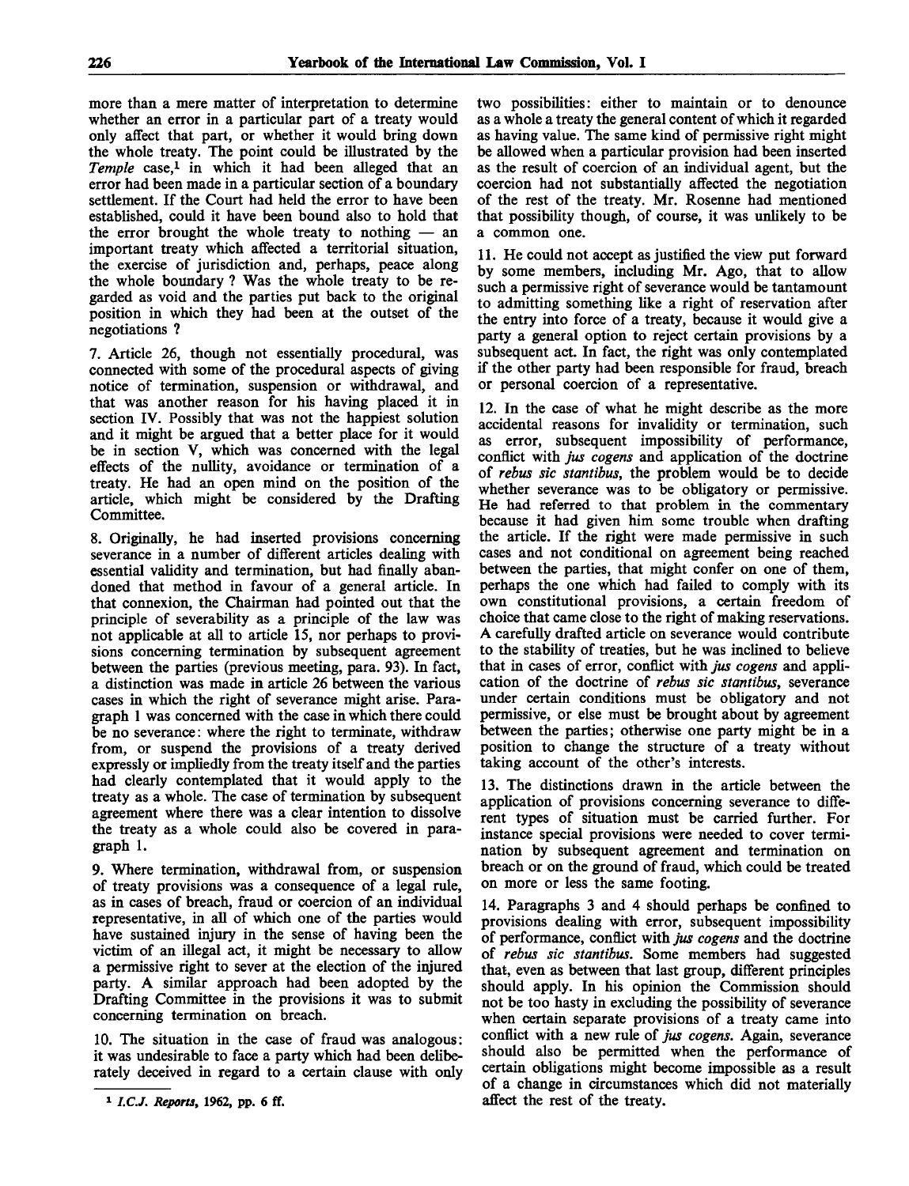more than a mere matter of interpretation to determine whether an error in a particular part of a treaty would only affect that part, or whether it would bring down the whole treaty. The point could be illustrated by the *Temple* case,[1] in which it had been alleged that an error had been made in a particular section of a boundary settlement. If the Court had held the error to have been established, could it have been bound also to hold that the error brought the whole treaty to nothing — an important treaty which affected a territorial situation, the exercise of jurisdiction and, perhaps, peace along the whole boundary? Was the whole treaty to be regarded as void and the parties put back to the original position in which they had been at the outset of the negotiations?

7. Article 26, though not essentially procedural, was connected with some of the procedural aspects of giving notice of termination, suspension or withdrawal, and that was another reason for his having placed it in section IV. Possibly that was not the happiest solution and it might be argued that a better place for it would be in section V, which was concerned with the legal effects of the nullity, avoidance or termination of a treaty. He had an open mind on the position of the article, which might be considered by the Drafting Committee.

8. Originally, he had inserted provisions concerning severance in a number of different articles dealing with essential validity and termination, but had finally abandoned that method in favour of a general article. In that connexion, the Chairman had pointed out that the principle of severability as a principle of the law was not applicable at all to article 15, nor perhaps to provisions concerning termination by subsequent agreement between the parties (previous meeting, para. 93). In fact, a distinction was made in article 26 between the various cases in which the right of severance might arise. Paragraph 1 was concerned with the case in which there could be no severance: where the right to terminate, withdraw from, or suspend the provisions of a treaty derived expressly or impliedly from the treaty itself and the parties had clearly contemplated that it would apply to the treaty as a whole. The case of termination by subsequent agreement where there was a clear intention to dissolve the treaty as a whole could also be covered in paragraph 1.

9. Where termination, withdrawal from, or suspension of treaty provisions was a consequence of a legal rule, as in cases of breach, fraud or coercion of an individual representative, in all of which one of the parties would have sustained injury in the sense of having been the victim of an illegal act, it might be necessary to allow a permissive right to sever at the election of the injured party. A similar approach had been adopted by the Drafting Committee in the provisions it was to submit concerning termination on breach.

10. The situation in the case of fraud was analogous: it was undesirable to face a party which had been deliberately deceived in regard to a certain clause with only two possibilities: either to maintain or to denounce as a whole a treaty the general content of which it regarded as having value. The same kind of permissive right might be allowed when a particular provision had been inserted as the result of coercion of an individual agent, but the coercion had not substantially affected the negotiation of the rest of the treaty. Mr. Rosenne had mentioned that possibility though, of course, it was unlikely to be a common one.

11. He could not accept as justified the view put forward by some members, including Mr. Ago, that to allow such a permissive right of severance would be tantamount to admitting something like a right of reservation after the entry into force of a treaty, because it would give a party a general option to reject certain provisions by a subsequent act. In fact, the right was only contemplated if the other party had been responsible for fraud, breach or personal coercion of a representative.

12. In the case of what he might describe as the more accidental reasons for invalidity or termination, such as error, subsequent impossibility of performance, conflict with *jus cogens* and application of the doctrine of *rebus sic stantibus*, the problem would be to decide whether severance was to be obligatory or permissive. He had referred to that problem in the commentary because it had given him some trouble when drafting the article. If the right were made permissive in such cases and not conditional on agreement being reached between the parties, that might confer on one of them, perhaps the one which had failed to comply with its own constitutional provisions, a certain freedom of choice that came close to the right of making reservations. A carefully drafted article on severance would contribute to the stability of treaties, but he was inclined to believe that in cases of error, conflict with *jus cogens* and application of the doctrine of *rebus sic stantibus*, severance under certain conditions must be obligatory and not permissive, or else must be brought about by agreement between the parties; otherwise one party might be in a position to change the structure of a treaty without taking account of the other's interests.

13. The distinctions drawn in the article between the application of provisions concerning severance to different types of situation must be carried further. For instance special provisions were needed to cover termination by subsequent agreement and termination on breach or on the ground of fraud, which could be treated on more or less the same footing.

14. Paragraphs 3 and 4 should perhaps be confined to provisions dealing with error, subsequent impossibility of performance, conflict with *jus cogens* and the doctrine of *rebus sic stantibus*. Some members had suggested that, even as between that last group, different principles should apply. In his opinion the Commission should not be too hasty in excluding the possibility of severance when certain separate provisions of a treaty came into conflict with a new rule of *jus cogens*. Again, severance should also be permitted when the performance of certain obligations might become impossible as a result of a change in circumstances which did not materially affect the rest of the treaty.

[1] *I.C.J. Reports*, 1962, pp. 6 ff.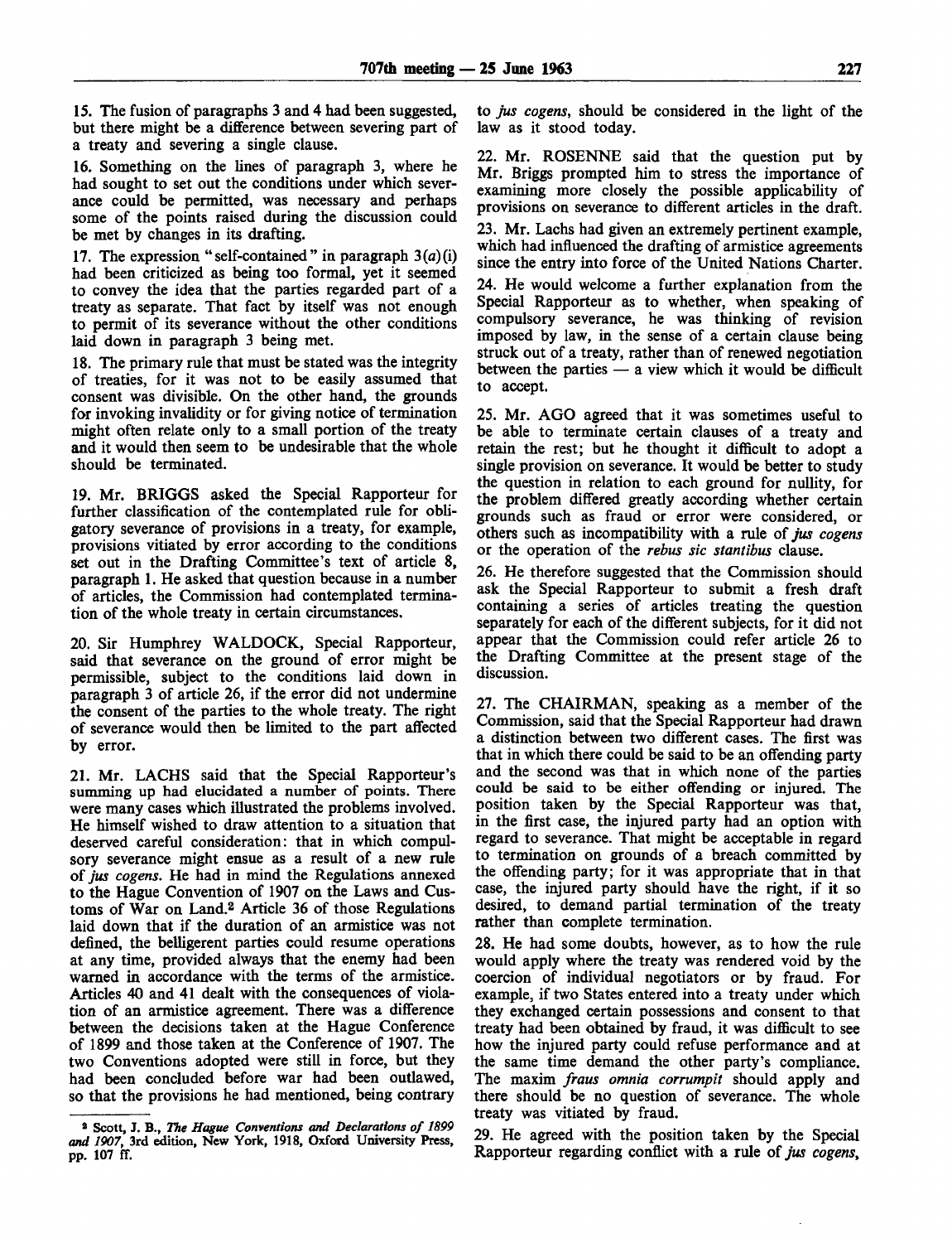15. The fusion of paragraphs 3 and 4 had been suggested, but there might be a difference between severing part of a treaty and severing a single clause.

16. Something on the lines of paragraph 3, where he had sought to set out the conditions under which severance could be permitted, was necessary and perhaps some of the points raised during the discussion could be met by changes in its drafting.

17. The expression "self-contained" in paragraph 3(*a*)(i) had been criticized as being too formal, yet it seemed to convey the idea that the parties regarded part of a treaty as separate. That fact by itself was not enough to permit of its severance without the other conditions laid down in paragraph 3 being met.

18. The primary rule that must be stated was the integrity of treaties, for it was not to be easily assumed that consent was divisible. On the other hand, the grounds for invoking invalidity or for giving notice of termination might often relate only to a small portion of the treaty and it would then seem to be undesirable that the whole should be terminated.

19. Mr. BRIGGS asked the Special Rapporteur for further classification of the contemplated rule for obligatory severance of provisions in a treaty, for example, provisions vitiated by error according to the conditions set out in the Drafting Committee's text of article 8, paragraph 1. He asked that question because in a number of articles, the Commission had contemplated termination of the whole treaty in certain circumstances.

20. Sir Humphrey WALDOCK, Special Rapporteur, said that severance on the ground of error might be permissible, subject to the conditions laid down in paragraph 3 of article 26, if the error did not undermine the consent of the parties to the whole treaty. The right of severance would then be limited to the part affected by error.

21. Mr. LACHS said that the Special Rapporteur's summing up had elucidated a number of points. There were many cases which illustrated the problems involved. He himself wished to draw attention to a situation that deserved careful consideration: that in which compulsory severance might ensue as a result of a new rule of *jus cogens*. He had in mind the Regulations annexed to the Hague Convention of 1907 on the Laws and Customs of War on Land.[2] Article 36 of those Regulations laid down that if the duration of an armistice was not defined, the belligerent parties could resume operations at any time, provided always that the enemy had been warned in accordance with the terms of the armistice. Articles 40 and 41 dealt with the consequences of violation of an armistice agreement. There was a difference between the decisions taken at the Hague Conference of 1899 and those taken at the Conference of 1907. The two Conventions adopted were still in force, but they had been concluded before war had been outlawed, so that the provisions he had mentioned, being contrary to *jus cogens*, should be considered in the light of the law as it stood today.

22. Mr. ROSENNE said that the question put by Mr. Briggs prompted him to stress the importance of examining more closely the possible applicability of provisions on severance to different articles in the draft.

23. Mr. Lachs had given an extremely pertinent example, which had influenced the drafting of armistice agreements since the entry into force of the United Nations Charter.

24. He would welcome a further explanation from the Special Rapporteur as to whether, when speaking of compulsory severance, he was thinking of revision imposed by law, in the sense of a certain clause being struck out of a treaty, rather than of renewed negotiation between the parties — a view which it would be difficult to accept.

25. Mr. AGO agreed that it was sometimes useful to be able to terminate certain clauses of a treaty and retain the rest; but he thought it difficult to adopt a single provision on severance. It would be better to study the question in relation to each ground for nullity, for the problem differed greatly according whether certain grounds such as fraud or error were considered, or others such as incompatibility with a rule of *jus cogens* or the operation of the *rebus sic stantibus* clause.

26. He therefore suggested that the Commission should ask the Special Rapporteur to submit a fresh draft containing a series of articles treating the question separately for each of the different subjects, for it did not appear that the Commission could refer article 26 to the Drafting Committee at the present stage of the discussion.

27. The CHAIRMAN, speaking as a member of the Commission, said that the Special Rapporteur had drawn a distinction between two different cases. The first was that in which there could be said to be an offending party and the second was that in which none of the parties could be said to be either offending or injured. The position taken by the Special Rapporteur was that, in the first case, the injured party had an option with regard to severance. That might be acceptable in regard to termination on grounds of a breach committed by the offending party; for it was appropriate that in that case, the injured party should have the right, if it so desired, to demand partial termination of the treaty rather than complete termination.

28. He had some doubts, however, as to how the rule would apply where the treaty was rendered void by the coercion of individual negotiators or by fraud. For example, if two States entered into a treaty under which they exchanged certain possessions and consent to that treaty had been obtained by fraud, it was difficult to see how the injured party could refuse performance and at the same time demand the other party's compliance. The maxim *fraus omnia corrumpit* should apply and there should be no question of severance. The whole treaty was vitiated by fraud.

29. He agreed with the position taken by the Special Rapporteur regarding conflict with a rule of *jus cogens*,

---

[2] Scott, J. B., *The Hague Conventions and Declarations of 1899 and 1907*, 3rd edition, New York, 1918, Oxford University Press, pp. 107 ff.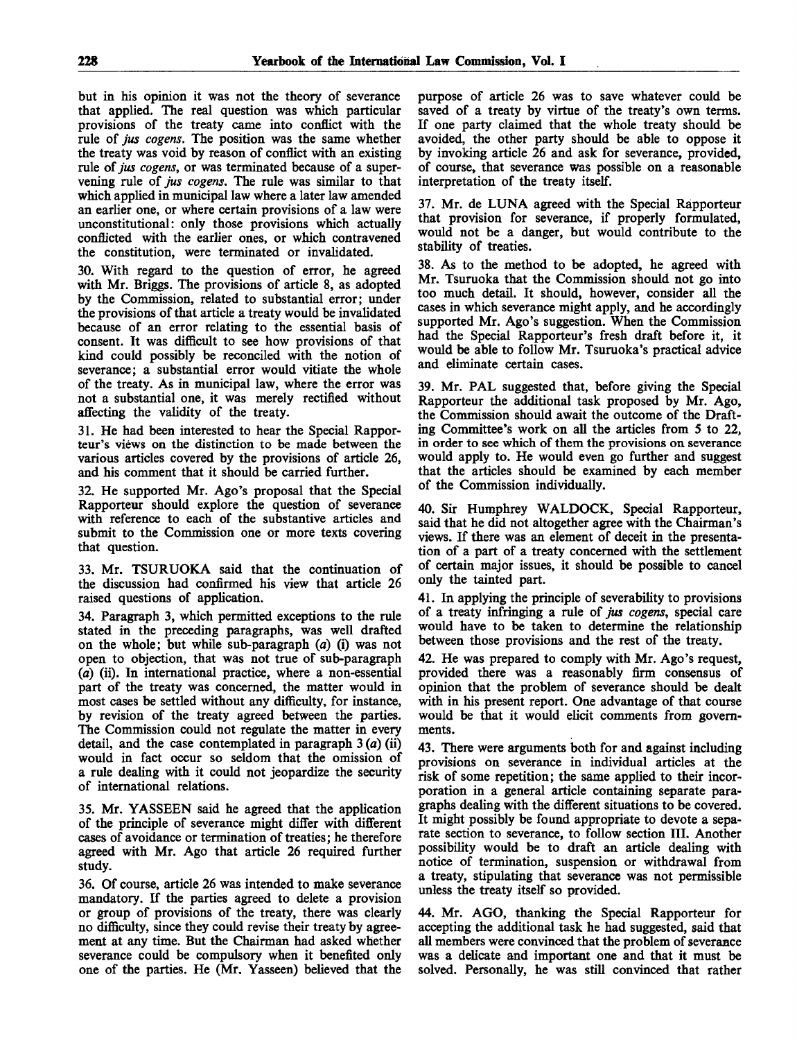but in his opinion it was not the theory of severance that applied. The real question was which particular provisions of the treaty came into conflict with the rule of *jus cogens*. The position was the same whether the treaty was void by reason of conflict with an existing rule of *jus cogens*, or was terminated because of a supervening rule of *jus cogens*. The rule was similar to that which applied in municipal law where a later law amended an earlier one, or where certain provisions of a law were unconstitutional: only those provisions which actually conflicted with the earlier ones, or which contravened the constitution, were terminated or invalidated.

30. With regard to the question of error, he agreed with Mr. Briggs. The provisions of article 8, as adopted by the Commission, related to substantial error; under the provisions of that article a treaty would be invalidated because of an error relating to the essential basis of consent. It was difficult to see how provisions of that kind could possibly be reconciled with the notion of severance; a substantial error would vitiate the whole of the treaty. As in municipal law, where the error was not a substantial one, it was merely rectified without affecting the validity of the treaty.

31. He had been interested to hear the Special Rapporteur's views on the distinction to be made between the various articles covered by the provisions of article 26, and his comment that it should be carried further.

32. He supported Mr. Ago's proposal that the Special Rapporteur should explore the question of severance with reference to each of the substantive articles and submit to the Commission one or more texts covering that question.

33. Mr. TSURUOKA said that the continuation of the discussion had confirmed his view that article 26 raised questions of application.

34. Paragraph 3, which permitted exceptions to the rule stated in the preceding paragraphs, was well drafted on the whole; but while sub-paragraph (*a*) (i) was not open to objection, that was not true of sub-paragraph (*a*) (ii). In international practice, where a non-essential part of the treaty was concerned, the matter would in most cases be settled without any difficulty, for instance, by revision of the treaty agreed between the parties. The Commission could not regulate the matter in every detail, and the case contemplated in paragraph 3 (*a*) (ii) would in fact occur so seldom that the omission of a rule dealing with it could not jeopardize the security of international relations.

35. Mr. YASSEEN said he agreed that the application of the principle of severance might differ with different cases of avoidance or termination of treaties; he therefore agreed with Mr. Ago that article 26 required further study.

36. Of course, article 26 was intended to make severance mandatory. If the parties agreed to delete a provision or group of provisions of the treaty, there was clearly no difficulty, since they could revise their treaty by agreement at any time. But the Chairman had asked whether severance could be compulsory when it benefited only one of the parties. He (Mr. Yasseen) believed that the purpose of article 26 was to save whatever could be saved of a treaty by virtue of the treaty's own terms. If one party claimed that the whole treaty should be avoided, the other party should be able to oppose it by invoking article 26 and ask for severance, provided, of course, that severance was possible on a reasonable interpretation of the treaty itself.

37. Mr. de LUNA agreed with the Special Rapporteur that provision for severance, if properly formulated, would not be a danger, but would contribute to the stability of treaties.

38. As to the method to be adopted, he agreed with Mr. Tsuruoka that the Commission should not go into too much detail. It should, however, consider all the cases in which severance might apply, and he accordingly supported Mr. Ago's suggestion. When the Commission had the Special Rapporteur's fresh draft before it, it would be able to follow Mr. Tsuruoka's practical advice and eliminate certain cases.

39. Mr. PAL suggested that, before giving the Special Rapporteur the additional task proposed by Mr. Ago, the Commission should await the outcome of the Drafting Committee's work on all the articles from 5 to 22, in order to see which of them the provisions on severance would apply to. He would even go further and suggest that the articles should be examined by each member of the Commission individually.

40. Sir Humphrey WALDOCK, Special Rapporteur, said that he did not altogether agree with the Chairman's views. If there was an element of deceit in the presentation of a part of a treaty concerned with the settlement of certain major issues, it should be possible to cancel only the tainted part.

41. In applying the principle of severability to provisions of a treaty infringing a rule of *jus cogens*, special care would have to be taken to determine the relationship between those provisions and the rest of the treaty.

42. He was prepared to comply with Mr. Ago's request, provided there was a reasonably firm consensus of opinion that the problem of severance should be dealt with in his present report. One advantage of that course would be that it would elicit comments from governments.

43. There were arguments both for and against including provisions on severance in individual articles at the risk of some repetition; the same applied to their incorporation in a general article containing separate paragraphs dealing with the different situations to be covered. It might possibly be found appropriate to devote a separate section to severance, to follow section III. Another possibility would be to draft an article dealing with notice of termination, suspension or withdrawal from a treaty, stipulating that severance was not permissible unless the treaty itself so provided.

44. Mr. AGO, thanking the Special Rapporteur for accepting the additional task he had suggested, said that all members were convinced that the problem of severance was a delicate and important one and that it must be solved. Personally, he was still convinced that rather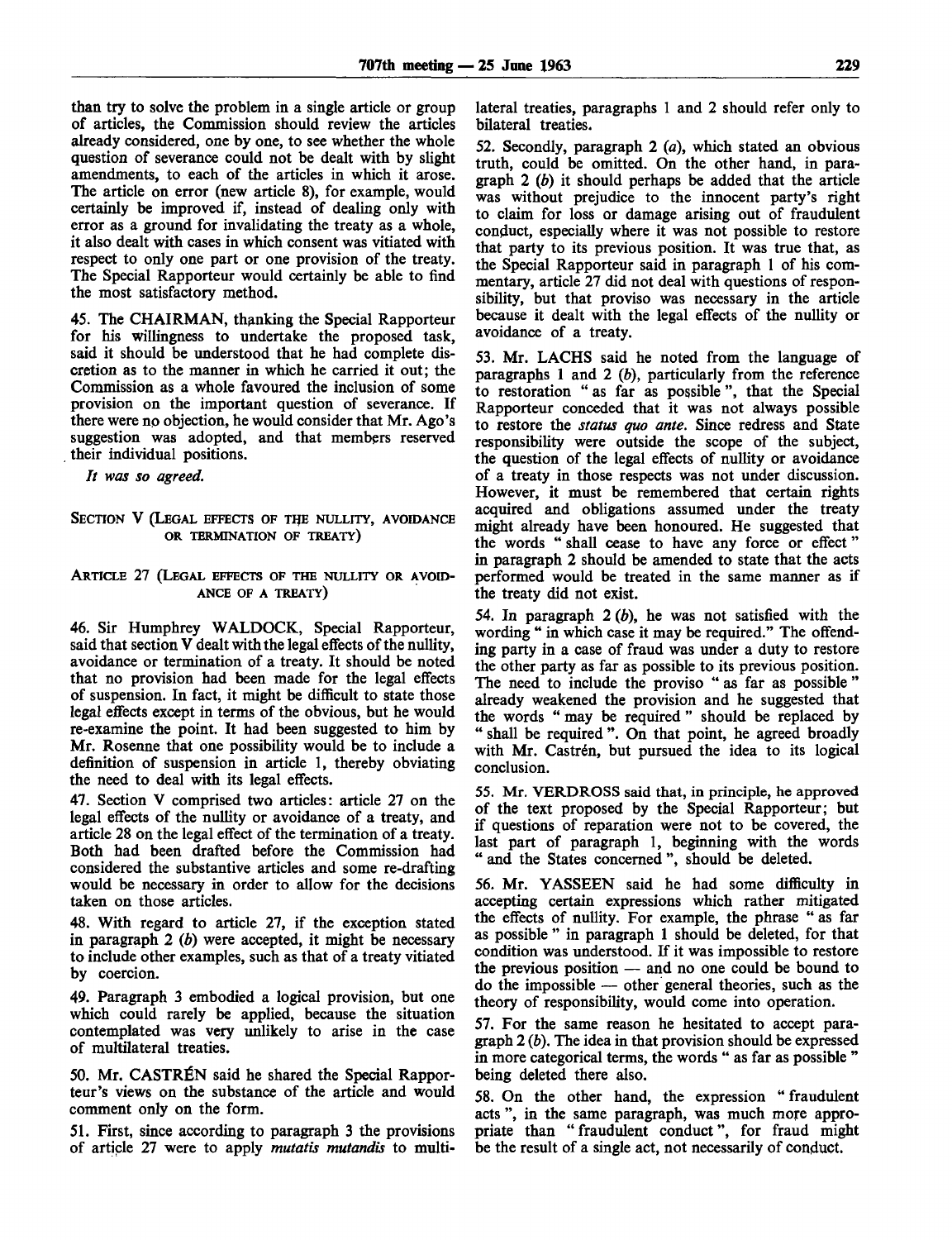than try to solve the problem in a single article or group of articles, the Commission should review the articles already considered, one by one, to see whether the whole question of severance could not be dealt with by slight amendments, to each of the articles in which it arose. The article on error (new article 8), for example, would certainly be improved if, instead of dealing only with error as a ground for invalidating the treaty as a whole, it also dealt with cases in which consent was vitiated with respect to only one part or one provision of the treaty. The Special Rapporteur would certainly be able to find the most satisfactory method.

45. The CHAIRMAN, thanking the Special Rapporteur for his willingness to undertake the proposed task, said it should be understood that he had complete discretion as to the manner in which he carried it out; the Commission as a whole favoured the inclusion of some provision on the important question of severance. If there were no objection, he would consider that Mr. Ago's suggestion was adopted, and that members reserved their individual positions.

*It was so agreed.*

### Section V (Legal effects of the nullity, avoidance or termination of treaty)

#### Article 27 (Legal effects of the nullity or avoidance of a treaty)

46. Sir Humphrey WALDOCK, Special Rapporteur, said that section V dealt with the legal effects of the nullity, avoidance or termination of a treaty. It should be noted that no provision had been made for the legal effects of suspension. In fact, it might be difficult to state those legal effects except in terms of the obvious, but he would re-examine the point. It had been suggested to him by Mr. Rosenne that one possibility would be to include a definition of suspension in article 1, thereby obviating the need to deal with its legal effects.

47. Section V comprised two articles: article 27 on the legal effects of the nullity or avoidance of a treaty, and article 28 on the legal effect of the termination of a treaty. Both had been drafted before the Commission had considered the substantive articles and some re-drafting would be necessary in order to allow for the decisions taken on those articles.

48. With regard to article 27, if the exception stated in paragraph 2 (*b*) were accepted, it might be necessary to include other examples, such as that of a treaty vitiated by coercion.

49. Paragraph 3 embodied a logical provision, but one which could rarely be applied, because the situation contemplated was very unlikely to arise in the case of multilateral treaties.

50. Mr. CASTRÉN said he shared the Special Rapporteur's views on the substance of the article and would comment only on the form.

51. First, since according to paragraph 3 the provisions of article 27 were to apply *mutatis mutandis* to multilateral treaties, paragraphs 1 and 2 should refer only to bilateral treaties.

52. Secondly, paragraph 2 (*a*), which stated an obvious truth, could be omitted. On the other hand, in paragraph 2 (*b*) it should perhaps be added that the article was without prejudice to the innocent party's right to claim for loss or damage arising out of fraudulent conduct, especially where it was not possible to restore that party to its previous position. It was true that, as the Special Rapporteur said in paragraph 1 of his commentary, article 27 did not deal with questions of responsibility, but that proviso was necessary in the article because it dealt with the legal effects of the nullity or avoidance of a treaty.

53. Mr. LACHS said he noted from the language of paragraphs 1 and 2 (*b*), particularly from the reference to restoration "as far as possible", that the Special Rapporteur conceded that it was not always possible to restore the *status quo ante*. Since redress and State responsibility were outside the scope of the subject, the question of the legal effects of nullity or avoidance of a treaty in those respects was not under discussion. However, it must be remembered that certain rights acquired and obligations assumed under the treaty might already have been honoured. He suggested that the words "shall cease to have any force or effect" in paragraph 2 should be amended to state that the acts performed would be treated in the same manner as if the treaty did not exist.

54. In paragraph 2 (*b*), he was not satisfied with the wording "in which case it may be required." The offending party in a case of fraud was under a duty to restore the other party as far as possible to its previous position. The need to include the proviso "as far as possible" already weakened the provision and he suggested that the words "may be required" should be replaced by "shall be required". On that point, he agreed broadly with Mr. Castrén, but pursued the idea to its logical conclusion.

55. Mr. VERDROSS said that, in principle, he approved of the text proposed by the Special Rapporteur; but if questions of reparation were not to be covered, the last part of paragraph 1, beginning with the words "and the States concerned", should be deleted.

56. Mr. YASSEEN said he had some difficulty in accepting certain expressions which rather mitigated the effects of nullity. For example, the phrase "as far as possible" in paragraph 1 should be deleted, for that condition was understood. If it was impossible to restore the previous position — and no one could be bound to do the impossible — other general theories, such as the theory of responsibility, would come into operation.

57. For the same reason he hesitated to accept paragraph 2 (*b*). The idea in that provision should be expressed in more categorical terms, the words "as far as possible" being deleted there also.

58. On the other hand, the expression "fraudulent acts", in the same paragraph, was much more appropriate than "fraudulent conduct", for fraud might be the result of a single act, not necessarily of conduct.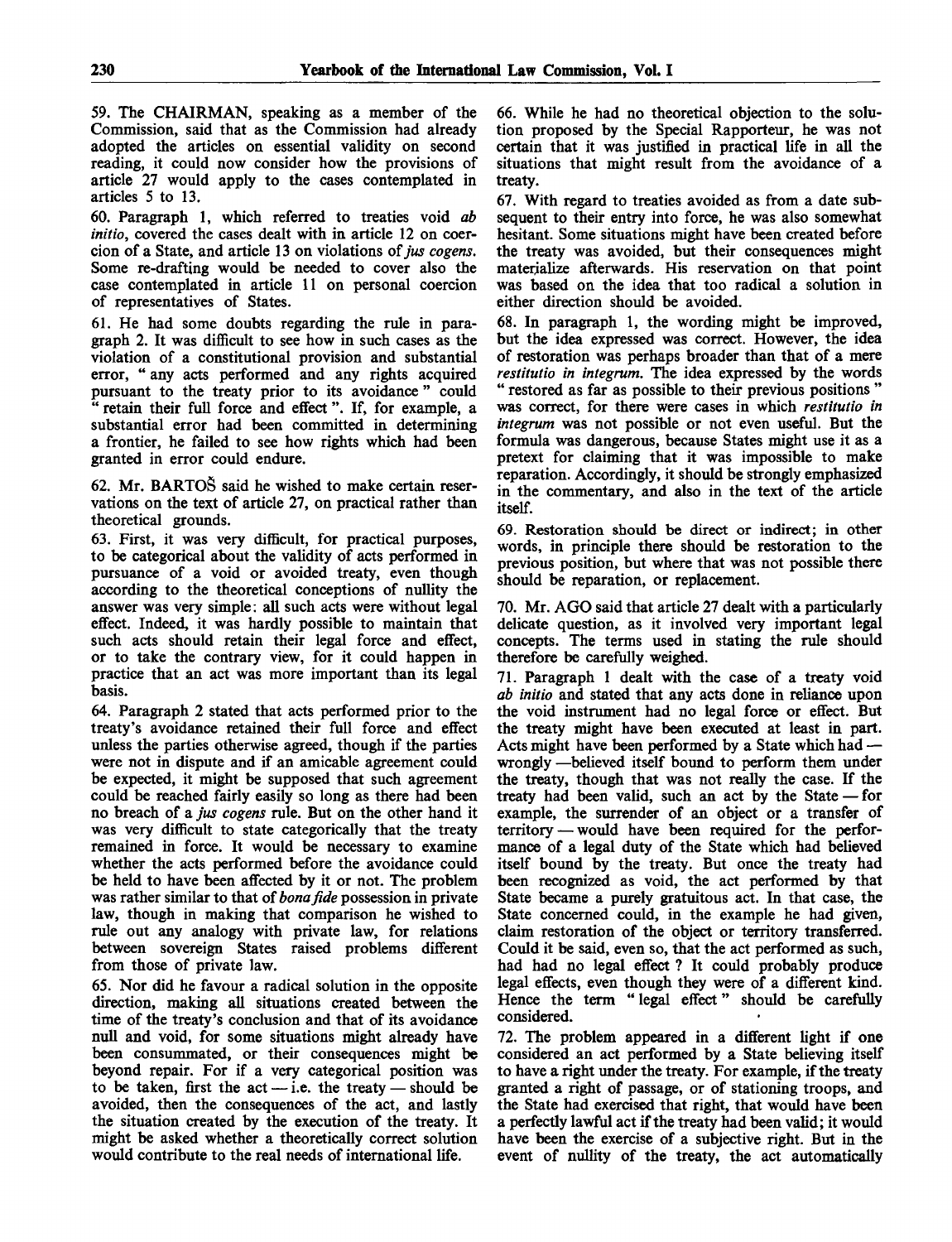59. The CHAIRMAN, speaking as a member of the Commission, said that as the Commission had already adopted the articles on essential validity on second reading, it could now consider how the provisions of article 27 would apply to the cases contemplated in articles 5 to 13.

60. Paragraph 1, which referred to treaties void *ab initio*, covered the cases dealt with in article 12 on coercion of a State, and article 13 on violations of *jus cogens*. Some re-drafting would be needed to cover also the case contemplated in article 11 on personal coercion of representatives of States.

61. He had some doubts regarding the rule in paragraph 2. It was difficult to see how in such cases as the violation of a constitutional provision and substantial error, " any acts performed and any rights acquired pursuant to the treaty prior to its avoidance " could " retain their full force and effect ". If, for example, a substantial error had been committed in determining a frontier, he failed to see how rights which had been granted in error could endure.

62. Mr. BARTOŠ said he wished to make certain reservations on the text of article 27, on practical rather than theoretical grounds.

63. First, it was very difficult, for practical purposes, to be categorical about the validity of acts performed in pursuance of a void or avoided treaty, even though according to the theoretical conceptions of nullity the answer was very simple: all such acts were without legal effect. Indeed, it was hardly possible to maintain that such acts should retain their legal force and effect, or to take the contrary view, for it could happen in practice that an act was more important than its legal basis.

64. Paragraph 2 stated that acts performed prior to the treaty's avoidance retained their full force and effect unless the parties otherwise agreed, though if the parties were not in dispute and if an amicable agreement could be expected, it might be supposed that such agreement could be reached fairly easily so long as there had been no breach of a *jus cogens* rule. But on the other hand it was very difficult to state categorically that the treaty remained in force. It would be necessary to examine whether the acts performed before the avoidance could be held to have been affected by it or not. The problem was rather similar to that of *bona fide* possession in private law, though in making that comparison he wished to rule out any analogy with private law, for relations between sovereign States raised problems different from those of private law.

65. Nor did he favour a radical solution in the opposite direction, making all situations created between the time of the treaty's conclusion and that of its avoidance null and void, for some situations might already have been consummated, or their consequences might be beyond repair. For if a very categorical position was to be taken, first the act — i.e. the treaty — should be avoided, then the consequences of the act, and lastly the situation created by the execution of the treaty. It might be asked whether a theoretically correct solution would contribute to the real needs of international life.

66. While he had no theoretical objection to the solution proposed by the Special Rapporteur, he was not certain that it was justified in practical life in all the situations that might result from the avoidance of a treaty.

67. With regard to treaties avoided as from a date subsequent to their entry into force, he was also somewhat hesitant. Some situations might have been created before the treaty was avoided, but their consequences might materialize afterwards. His reservation on that point was based on the idea that too radical a solution in either direction should be avoided.

68. In paragraph 1, the wording might be improved, but the idea expressed was correct. However, the idea of restoration was perhaps broader than that of a mere *restitutio in integrum*. The idea expressed by the words " restored as far as possible to their previous positions " was correct, for there were cases in which *restitutio in integrum* was not possible or not even useful. But the formula was dangerous, because States might use it as a pretext for claiming that it was impossible to make reparation. Accordingly, it should be strongly emphasized in the commentary, and also in the text of the article itself.

69. Restoration should be direct or indirect; in other words, in principle there should be restoration to the previous position, but where that was not possible there should be reparation, or replacement.

70. Mr. AGO said that article 27 dealt with a particularly delicate question, as it involved very important legal concepts. The terms used in stating the rule should therefore be carefully weighed.

71. Paragraph 1 dealt with the case of a treaty void *ab initio* and stated that any acts done in reliance upon the void instrument had no legal force or effect. But the treaty might have been executed at least in part. Acts might have been performed by a State which had — wrongly —believed itself bound to perform them under the treaty, though that was not really the case. If the treaty had been valid, such an act by the State — for example, the surrender of an object or a transfer of territory — would have been required for the performance of a legal duty of the State which had believed itself bound by the treaty. But once the treaty had been recognized as void, the act performed by that State became a purely gratuitous act. In that case, the State concerned could, in the example he had given, claim restoration of the object or territory transferred. Could it be said, even so, that the act performed as such, had had no legal effect ? It could probably produce legal effects, even though they were of a different kind. Hence the term " legal effect " should be carefully considered.

72. The problem appeared in a different light if one considered an act performed by a State believing itself to have a right under the treaty. For example, if the treaty granted a right of passage, or of stationing troops, and the State had exercised that right, that would have been a perfectly lawful act if the treaty had been valid; it would have been the exercise of a subjective right. But in the event of nullity of the treaty, the act automatically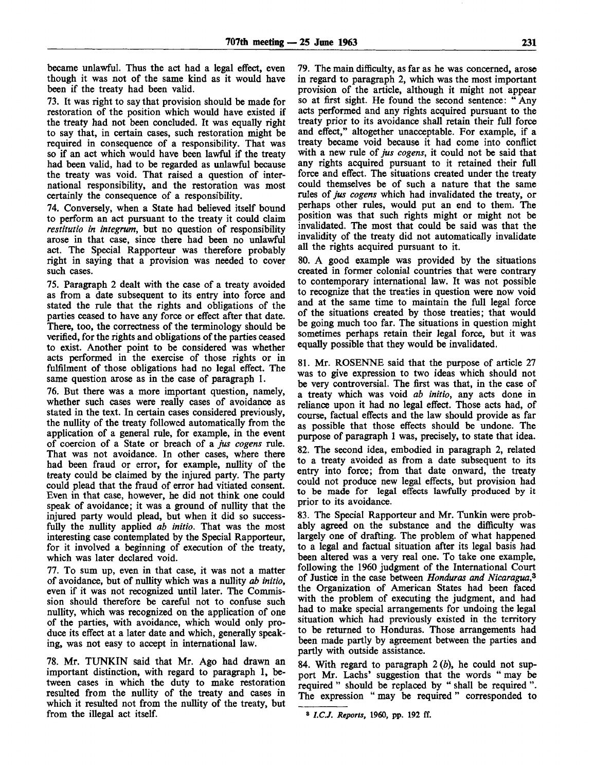became unlawful. Thus the act had a legal effect, even though it was not of the same kind as it would have been if the treaty had been valid.

73. It was right to say that provision should be made for restoration of the position which would have existed if the treaty had not been concluded. It was equally right to say that, in certain cases, such restoration might be required in consequence of a responsibility. That was so if an act which would have been lawful if the treaty had been valid, had to be regarded as unlawful because the treaty was void. That raised a question of international responsibility, and the restoration was most certainly the consequence of a responsibility.

74. Conversely, when a State had believed itself bound to perform an act pursuant to the treaty it could claim *restitutio in integrum*, but no question of responsibility arose in that case, since there had been no unlawful act. The Special Rapporteur was therefore probably right in saying that a provision was needed to cover such cases.

75. Paragraph 2 dealt with the case of a treaty avoided as from a date subsequent to its entry into force and stated the rule that the rights and obligations of the parties ceased to have any force or effect after that date. There, too, the correctness of the terminology should be verified, for the rights and obligations of the parties ceased to exist. Another point to be considered was whether acts performed in the exercise of those rights or in fulfilment of those obligations had no legal effect. The same question arose as in the case of paragraph 1.

76. But there was a more important question, namely, whether such cases were really cases of avoidance as stated in the text. In certain cases considered previously, the nullity of the treaty followed automatically from the application of a general rule, for example, in the event of coercion of a State or breach of a *jus cogens* rule. That was not avoidance. In other cases, where there had been fraud or error, for example, nullity of the treaty could be claimed by the injured party. The party could plead that the fraud of error had vitiated consent. Even in that case, however, he did not think one could speak of avoidance; it was a ground of nullity that the injured party would plead, but when it did so successfully the nullity applied *ab initio*. That was the most interesting case contemplated by the Special Rapporteur, for it involved a beginning of execution of the treaty, which was later declared void.

77. To sum up, even in that case, it was not a matter of avoidance, but of nullity which was a nullity *ab initio*, even if it was not recognized until later. The Commission should therefore be careful not to confuse such nullity, which was recognized on the application of one of the parties, with avoidance, which would only produce its effect at a later date and which, generally speaking, was not easy to accept in international law.

78. Mr. TUNKIN said that Mr. Ago had drawn an important distinction, with regard to paragraph 1, between cases in which the duty to make restoration resulted from the nullity of the treaty and cases in which it resulted not from the nullity of the treaty, but from the illegal act itself.

79. The main difficulty, as far as he was concerned, arose in regard to paragraph 2, which was the most important provision of the article, although it might not appear so at first sight. He found the second sentence: "Any acts performed and any rights acquired pursuant to the treaty prior to its avoidance shall retain their full force and effect," altogether unacceptable. For example, if a treaty became void because it had come into conflict with a new rule of *jus cogens*, it could not be said that any rights acquired pursuant to it retained their full force and effect. The situations created under the treaty could themselves be of such a nature that the same rules of *jus cogens* which had invalidated the treaty, or perhaps other rules, would put an end to them. The position was that such rights might or might not be invalidated. The most that could be said was that the invalidity of the treaty did not automatically invalidate all the rights acquired pursuant to it.

80. A good example was provided by the situations created in former colonial countries that were contrary to contemporary international law. It was not possible to recognize that the treaties in question were now void and at the same time to maintain the full legal force of the situations created by those treaties; that would be going much too far. The situations in question might sometimes perhaps retain their legal force, but it was equally possible that they would be invalidated.

81. Mr. ROSENNE said that the purpose of article 27 was to give expression to two ideas which should not be very controversial. The first was that, in the case of a treaty which was void *ab initio*, any acts done in reliance upon it had no legal effect. Those acts had, of course, factual effects and the law should provide as far as possible that those effects should be undone. The purpose of paragraph 1 was, precisely, to state that idea.

82. The second idea, embodied in paragraph 2, related to a treaty avoided as from a date subsequent to its entry into force; from that date onward, the treaty could not produce new legal effects, but provision had to be made for legal effects lawfully produced by it prior to its avoidance.

83. The Special Rapporteur and Mr. Tunkin were probably agreed on the substance and the difficulty was largely one of drafting. The problem of what happened to a legal and factual situation after its legal basis had been altered was a very real one. To take one example, following the 1960 judgment of the International Court of Justice in the case between *Honduras and Nicaragua*,[3] the Organization of American States had been faced with the problem of executing the judgment, and had had to make special arrangements for undoing the legal situation which had previously existed in the territory to be returned to Honduras. Those arrangements had been made partly by agreement between the parties and partly with outside assistance.

84. With regard to paragraph 2 (*b*), he could not support Mr. Lachs' suggestion that the words "may be required" should be replaced by "shall be required". The expression "may be required" corresponded to

[3] *I.C.J. Reports*, 1960, pp. 192 ff.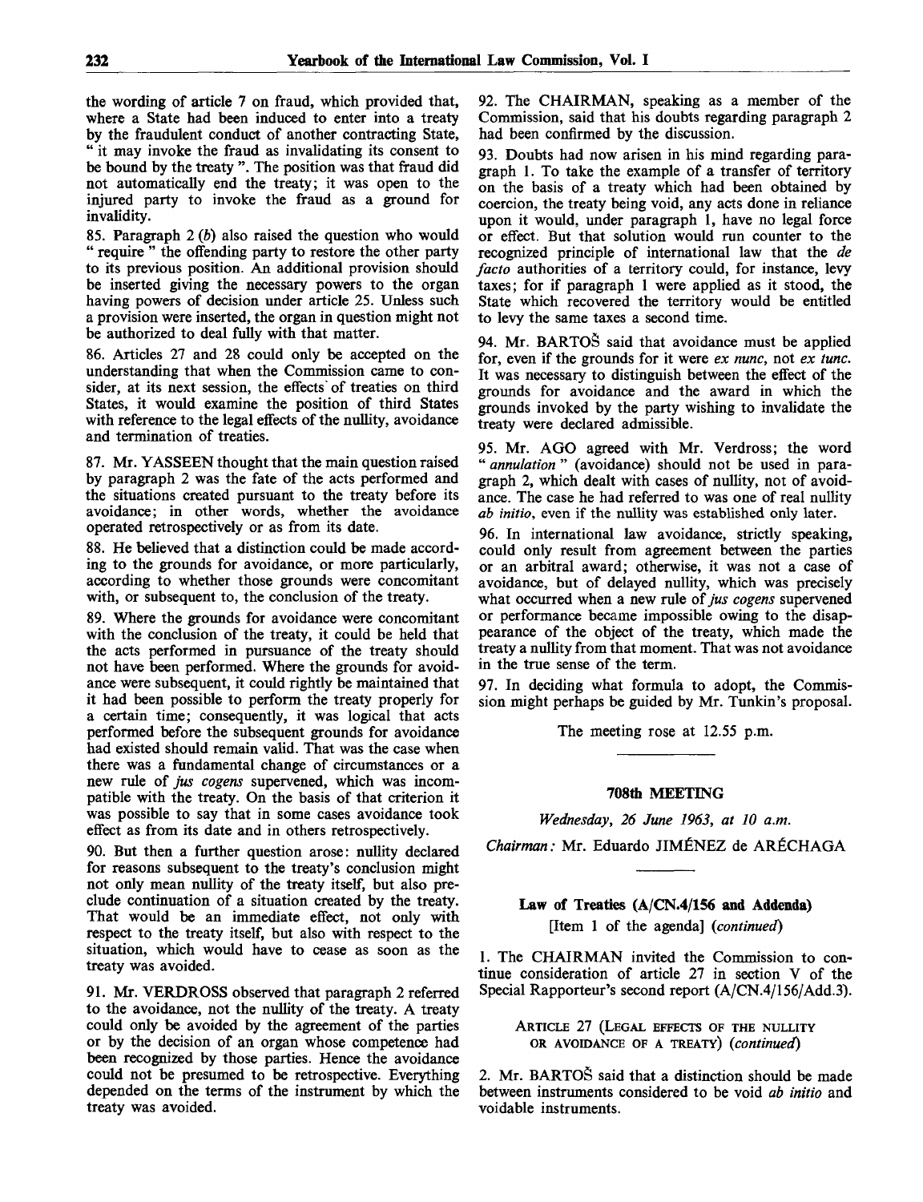the wording of article 7 on fraud, which provided that, where a State had been induced to enter into a treaty by the fraudulent conduct of another contracting State, " it may invoke the fraud as invalidating its consent to be bound by the treaty ". The position was that fraud did not automatically end the treaty; it was open to the injured party to invoke the fraud as a ground for invalidity.

85. Paragraph 2 (*b*) also raised the question who would " require " the offending party to restore the other party to its previous position. An additional provision should be inserted giving the necessary powers to the organ having powers of decision under article 25. Unless such a provision were inserted, the organ in question might not be authorized to deal fully with that matter.

86. Articles 27 and 28 could only be accepted on the understanding that when the Commission came to consider, at its next session, the effects of treaties on third States, it would examine the position of third States with reference to the legal effects of the nullity, avoidance and termination of treaties.

87. Mr. YASSEEN thought that the main question raised by paragraph 2 was the fate of the acts performed and the situations created pursuant to the treaty before its avoidance; in other words, whether the avoidance operated retrospectively or as from its date.

88. He believed that a distinction could be made according to the grounds for avoidance, or more particularly, according to whether those grounds were concomitant with, or subsequent to, the conclusion of the treaty.

89. Where the grounds for avoidance were concomitant with the conclusion of the treaty, it could be held that the acts performed in pursuance of the treaty should not have been performed. Where the grounds for avoidance were subsequent, it could rightly be maintained that it had been possible to perform the treaty properly for a certain time; consequently, it was logical that acts performed before the subsequent grounds for avoidance had existed should remain valid. That was the case when there was a fundamental change of circumstances or a new rule of *jus cogens* supervened, which was incompatible with the treaty. On the basis of that criterion it was possible to say that in some cases avoidance took effect as from its date and in others retrospectively.

90. But then a further question arose: nullity declared for reasons subsequent to the treaty's conclusion might not only mean nullity of the treaty itself, but also preclude continuation of a situation created by the treaty. That would be an immediate effect, not only with respect to the treaty itself, but also with respect to the situation, which would have to cease as soon as the treaty was avoided.

91. Mr. VERDROSS observed that paragraph 2 referred to the avoidance, not the nullity of the treaty. A treaty could only be avoided by the agreement of the parties or by the decision of an organ whose competence had been recognized by those parties. Hence the avoidance could not be presumed to be retrospective. Everything depended on the terms of the instrument by which the treaty was avoided.

92. The CHAIRMAN, speaking as a member of the Commission, said that his doubts regarding paragraph 2 had been confirmed by the discussion.

93. Doubts had now arisen in his mind regarding paragraph 1. To take the example of a transfer of territory on the basis of a treaty which had been obtained by coercion, the treaty being void, any acts done in reliance upon it would, under paragraph 1, have no legal force or effect. But that solution would run counter to the recognized principle of international law that the *de facto* authorities of a territory could, for instance, levy taxes; for if paragraph 1 were applied as it stood, the State which recovered the territory would be entitled to levy the same taxes a second time.

94. Mr. BARTOŠ said that avoidance must be applied for, even if the grounds for it were *ex nunc*, not *ex tunc*. It was necessary to distinguish between the effect of the grounds for avoidance and the award in which the grounds invoked by the party wishing to invalidate the treaty were declared admissible.

95. Mr. AGO agreed with Mr. Verdross; the word " *annulation* " (avoidance) should not be used in paragraph 2, which dealt with cases of nullity, not of avoidance. The case he had referred to was one of real nullity *ab initio*, even if the nullity was established only later.

96. In international law avoidance, strictly speaking, could only result from agreement between the parties or an arbitral award; otherwise, it was not a case of avoidance, but of delayed nullity, which was precisely what occurred when a new rule of *jus cogens* supervened or performance became impossible owing to the disappearance of the object of the treaty, which made the treaty a nullity from that moment. That was not avoidance in the true sense of the term.

97. In deciding what formula to adopt, the Commission might perhaps be guided by Mr. Tunkin's proposal.

The meeting rose at 12.55 p.m.

---

## 708th MEETING

*Wednesday, 26 June 1963, at 10 a.m.*

*Chairman:* Mr. Eduardo JIMÉNEZ de ARÉCHAGA

---

### Law of Treaties (A/CN.4/156 and Addenda)

[Item 1 of the agenda] (*continued*)

1. The CHAIRMAN invited the Commission to continue consideration of article 27 in section V of the Special Rapporteur's second report (A/CN.4/156/Add.3).

ARTICLE 27 (LEGAL EFFECTS OF THE NULLITY OR AVOIDANCE OF A TREATY) (*continued*)

2. Mr. BARTOŠ said that a distinction should be made between instruments considered to be void *ab initio* and voidable instruments.